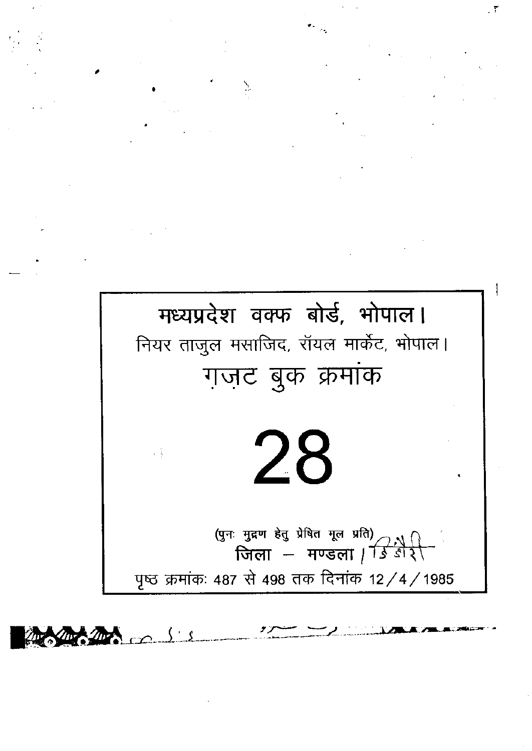# मध्यप्रदेश वक्फ बोर्ड, भोपाल।

नियर ताजुल मसाजिद, रॉयल मार्केट, भोपाल।

## ग़ज़ट बुक क्रमांक

# 28

(पुनः मुद्रण हेतु प्रेषित मूल प्रति)

**जिला – मण्डला।** डिंडोरी

पृष्ठ क्रमांकः 487 से 498 तक दिनांक 12/4/1985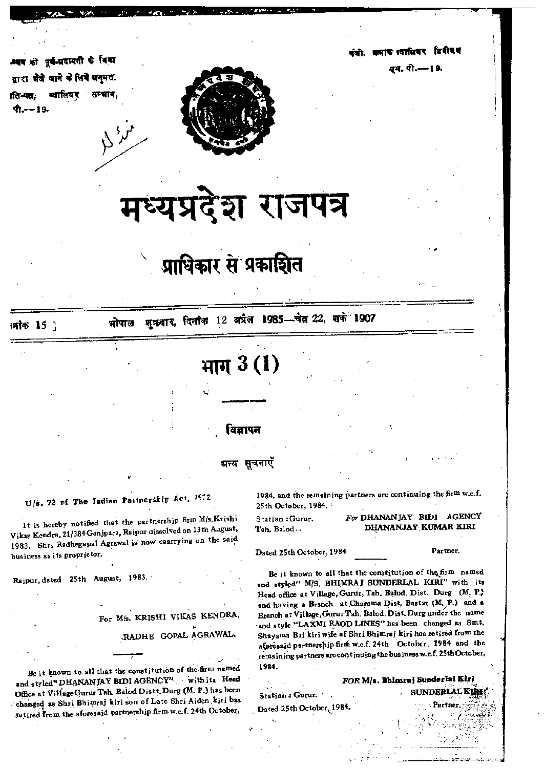डाक की पूर्व-अदायगी के बिना डाक द्वारा भेजे जाने के लिये अनुमत. अनुमति-पत्र, ग्वालियर संभाग, एम. पी.—19.

पंजी. क्रमांक ग्वालियर डिवीजन एम. पी.—19.

# मध्यप्रदेश राजपत्र

## प्राधिकार से प्रकाशित

क्रमांक 15 ] भोपाल शुक्रवार, दिनांक 12 अप्रैल 1985—चैत्र 22, शके 1907

# भाग 3 (1)

## विज्ञापन

### अन्य सूचनाएँ

U/s. 72 of The Indian Partnership Act, 1932

It is hereby notified that the partnership firm M/s. Krishi Vikas Kendra, 21/384 Ganjpara, Raipur dissolved on 13th August, 1983. Shri Radhegopal Agrawal is now caarrying on the said business as its proprietor.

Raipur, dated 25th August, 1983.

For M/s. KRISHI VIKAS KENDRA,

RADHE GOPAL AGRAWAL.

---

Be it known to all that the constitution of the firm named and styled "DHANANJAY BIDI AGENCY" with its Head Office at Village Gurur Tah. Balod Distt. Durg (M. P.) has been changed as Shri Bhimraj kiri son of Late Shri Aiden kiri has retired from the aforesaid partnership firm w.e.f. 24th October, 1984. and the remaining partners are continuing the firm w.e.f. 25th October, 1984.

Station : Gurur.
Tah. Balod.

For DHANANJAY BIDI AGENCY
DHANANJAY KUMAR KIRI
Partner.

Dated 25th October, 1984

---

Be it known to all that the constitution of the firm named and styled "M/S. BHIMRAJ SUNDERLAL KIRI" with its Head office at Village, Gurur, Tah. Balod. Dist. Durg (M. P.) and having a Branch at Charama Dist, Bastar (M. P.) and a Branch at Village, Gurur Tah. Balod. Dist. Durg under the name and style "LAXMI RAOD LINES" has been changed as Smt. Shayama Bai kiri wife of Shri Bhimraj kiri has retired from the aforesaid partnership firm w.e.f. 24th October, 1984 and the remaining partners are continuing the business w.e.f. 25th October, 1984.

Station : Gurur.
Dated 25th October, 1984.

FOR M/s. Bhimraj Sunderlal Kiri
SUNDERLAL KIRI
Partner.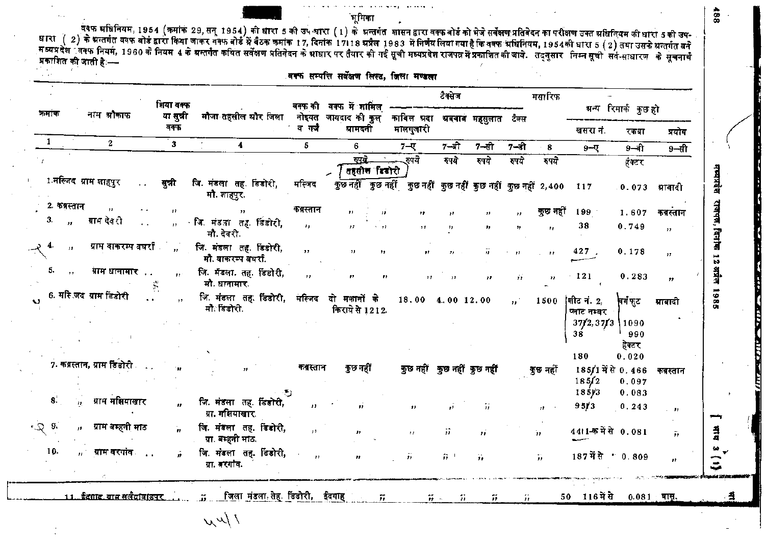## भूमिका

वक्फ अधिनियम, 1954 (क्रमांक 29, सन् 1954) की धारा 5 की उप-धारा (1) के अन्तर्गत शासन द्वारा वक्फ बोर्ड को भेजे सर्वेक्षण प्रतिवेदन का परीक्षण उक्त अधिनियम की धारा 5 की उप-धारा (2) के अन्तर्गत वक्फ बोर्ड द्वारा किया जाकर वक्फ बोर्ड में बैठक क्रमांक 17, दिनांक 17।18 अप्रैल 1983 में निर्णय लिया गया है कि वक्फ अधिनियम, 1954 की धारा 5 (2) तथा उसके अन्तर्गत बने मध्यप्रदेश वक्फ नियम, 1960 के नियम 4 के अन्तर्गत कथित सर्वेक्षण प्रतिवेदन के आधार पर तैयार की गई सूची मध्यप्रदेश राजपत्र में प्रकाशित की जावे. तद्नुसार निम्न सूची सर्व-साधारण के सूचनार्थ प्रकाशित की जाती है:—

### वक्फ सम्पत्ति सर्वेक्षण लिस्ट, जिला मण्डला

| क्रमांक | नाम औकाफ | शिया वक्फ या सुन्नी वक्फ | मौजा तहसील और जिला | वक्फ की नोइयत व गर्ज | वक्फ में शामिल जायदाद की कुल आमदनी | टैक्सेज | | | | मसारिफ | अन्य रिमार्क कुछ हो | | |
|---|---|---|---|---|---|---|---|---|---|---|---|---|---|
| | | | | | | काबिल अदा मालगुजारी | अबवाब | महसुलात | टैक्स | | खसरा नं. | रकबा | प्रयोग |
| 1 | 2 | 3 | 4 | 5 | 6 | 7—ए | 7—बी | 7—सी | 7—डी | 8 | 9—ए | 9—बी | 9—सी |
| | | | | | रुपये | रुपये | रुपये | रुपये | रुपये | रुपये | | हेक्टर | |
| | | | | | **तहसील डिंडोरी** | | | | | | | | |
| 1. | मस्जिद ग्राम शाहपुर | सुन्नी | जि. मंडला तह. डिंडोरी, मौ. शाहपुर. | मस्जिद | कुछ नहीं | कुछ नहीं | कुछ नहीं | कुछ नहीं | कुछ नहीं | 2,400 | 117 | 0.073 | आबादी |
| 2. | कब्रस्तान ,, | ,, | ,, | कब्रस्तान | ,, | ,, | ,, | ,, | ,, | कुछ नहीं | 199 | 1.607 | कब्रस्तान |
| 3. | ,, ग्राम देवरी | ,, | जि. मंडला तह. डिंडोरी, मौ. देवरी. | ,, | ,, | ,, | ,, | ,, | ,, | ,, | 38 | 0.749 | ,, |
| 4. | ,, ग्राम वाकरम्प बघर्रा | ,, | जि. मंडला तह. डिंडोरी, मौ. वाकरम्प बघर्रा. | ,, | ,, | ,, | ,, | ,, | ,, | ,, | 427 | 0.178 | ,, |
| 5. | ,, ग्राम धानामार | ,, | जि. मंडला. तह. डिंडोरी, मौ. धानामार. | ,, | ,, | ,, | ,, | ,, | ,, | ,, | 121 | 0.283 | ,, |
| 6. | मस्जिद ग्राम डिंडोरी | ,, | जि. मंडला तह. डिंडोरी, मौ. डिंडोरी. | मस्जिद | दो मकानों के किराये से 1212 | 18.00 | 4.00 | 12.00 | ,, | 1500 | शीट नं. 2, प्लाट नम्बर 37/2, 37/3, 38 | वर्गफुट 1090, 990 | आबादी |
| 7. | कब्रस्तान, ग्राम डिंडोरी | ,, | ,, | कब्रस्तान | कुछ नहीं | कुछ नहीं | कुछ नहीं | कुछ नहीं | | कुछ नहीं | 180, 185/1 में से, 185/2, 185/3 | हेक्टर 0.020, 0.466, 0.097, 0.083 | कब्रस्तान |
| 8. | ,, ग्राम मक्षियाखार | ,, | जि. मंडला तह. डिंडोरी, ग्रा. मक्षियाखार. | ,, | ,, | ,, | ,, | ,, | | ,, | 95/3 | 0.243 | ,, |
| 9. | ,, ग्राम बम्हनी माठ | ,, | जि. मंडला तह. डिंडोरी, ग्रा. बम्हनी माठ. | ,, | ,, | ,, | ,, | ,, | | ,, | 4411-क में से | 0.081 | ,, |
| 10. | ,, ग्राम बरगांव | ,, | जि. मंडला तह. डिंडोरी, ग्रा. बरगांव. | ,, | ,, | ,, | ,, | ,, | | ,, | 187 में से | 0.809 | ,, |
| 11. | ईदगाह ग्राम सलैदवाडपुर | ,, | जिला मंडला तेह. डिंडोरी, | ईदगाह | ,, | ,, | ,, | ,, | ,, | 50 | 116 में से | 0.081 | घास. |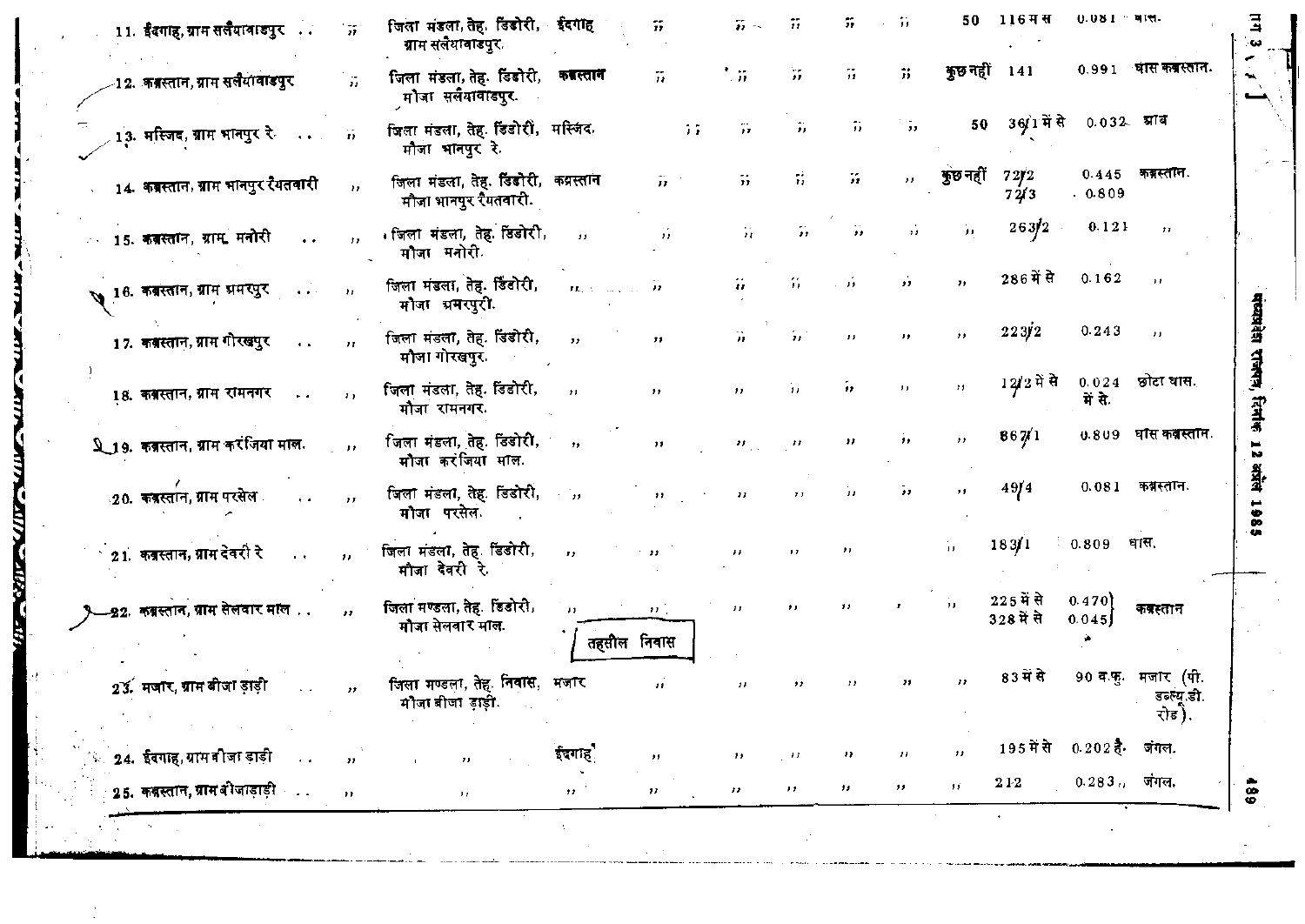| | | | | | | | | | | | | |
|---|---|---|---|---|---|---|---|---|---|---|---|---|
| 11. ईदगाह, ग्राम सलैयावाडपुर .. | ,, | जिला मंडला, तेह. डिंडोरी, ग्राम सलैयावाडपुर. | ईदगाह | ,, | ,, | ,, | ,, | ,, | 50 | 116 म स | 0.081 | बाल. |
| 12. कब्रस्तान, ग्राम सलैयावाडपुर | ,, | जिला मंडला, तेह. डिंडोरी, मौजा सलैयावाडपुर. | कब्रस्तान | ,, | ,, | ,, | ,, | ,, | कुछ नहीं | 141 | 0.991 | घास कब्रस्तान. |
| 13. मस्जिद, ग्राम भानपुर रै. .. | ,, | जिला मंडला, तेह. डिंडोरी, मौजा भानपुर रै. | मस्जिद. | ,, | ,, | ,, | ,, | ,, | 50 | 36/1 में से | 0.032 | आब |
| 14. कब्रस्तान, ग्राम भानपुर रैयतवारी | ,, | जिला मंडला, तेह. डिंडोरी, मौजा भानपुर रैयतवारी. | कब्रस्तान | ,, | ,, | ,, | ,, | ,, | कुछ नहीं | 72/2<br>72/3 | 0.445<br>0.809 | कब्रस्तान. |
| 15. कब्रस्तान, ग्राम मनोरी .. | ,, | जिला मंडला, तेह. डिंडोरी, मौजा मनोरी. | ,, | ,, | ,, | ,, | ,, | ,, | ,, | 263/2 | 0.121 | ,, |
| 16. कब्रस्तान, ग्राम भ्रमरपुर .. | ,, | जिला मंडला, तेह. डिंडोरी, मौजा भ्रमरपुरी. | ,, | ,, | ,, | ,, | ,, | ,, | ,, | 286 में से | 0.162 | ,, |
| 17. कब्रस्तान, ग्राम गोरखपुर .. | ,, | जिला मंडला, तेह. डिंडोरी, मौजा गोरखपुर. | ,, | ,, | ,, | ,, | ,, | ,, | ,, | 223/2 | 0.243 | ,, |
| 18. कब्रस्तान, ग्राम रामनगर .. | ,, | जिला मंडला, तेह. डिंडोरी, मौजा रामनगर. | ,, | ,, | ,, | ,, | ,, | ,, | ,, | 12/2 में से | 0.024 में से. | छोटा घास. |
| 19. कब्रस्तान, ग्राम करंजिया माल. | ,, | जिला मंडला, तेह. डिंडोरी, मौजा करंजिया माल. | ,, | ,, | ,, | ,, | ,, | ,, | ,, | 867/1 | 0.809 | घास कब्रस्तान. |
| 20. कब्रस्तान, ग्राम परसेल .. | ,, | जिला मंडला, तेह. डिंडोरी, मौजा परसेल. | ,, | ,, | ,, | ,, | ,, | ,, | ,, | 49/4 | 0.081 | कब्रस्तान. |
| 21. कब्रस्तान, ग्राम देवरी रै .. | ,, | जिला मंडला, तेह. डिंडोरी, मौजा देवरी रै. | ,, | ,, | ,, | ,, | ,, | | ,, | 183/1 | 0.809 | घास. |
| 22. कब्रस्तान, ग्राम सेलवार माल .. | ,, | जिला मण्डला, तेह. डिंडोरी, मौजा सेलवार माल. | ,, | ,, | ,, | ,, | ,, | ,, | ,, | 225 में से<br>328 में से | 0.470<br>0.045 | कब्रस्तान |
| **तहसील निवास** | | | | | | | | | | | | |
| 23. मजार, ग्राम बीजा डाड़ी .. | ,, | जिला मण्डला, तेह. निवास, मौजा बीजा डाड़ी. | मजार | ,, | ,, | ,, | ,, | ,, | ,, | 83 में से | 90 व.फु. | मजार (पी. डब्ल्यू. डी. रोड). |
| 24. ईदगाह, ग्राम बीजा डाड़ी .. | ,, | ,, | ईदगाह | ,, | ,, | ,, | ,, | ,, | ,, | 195 में से | 0.202 है. | जंगल. |
| 25. कब्रस्तान, ग्राम बीजाडाड़ी .. | ,, | ,, | ,, | ,, | ,, | ,, | ,, | ,, | ,, | 212 | 0.283 ,, | जंगल. |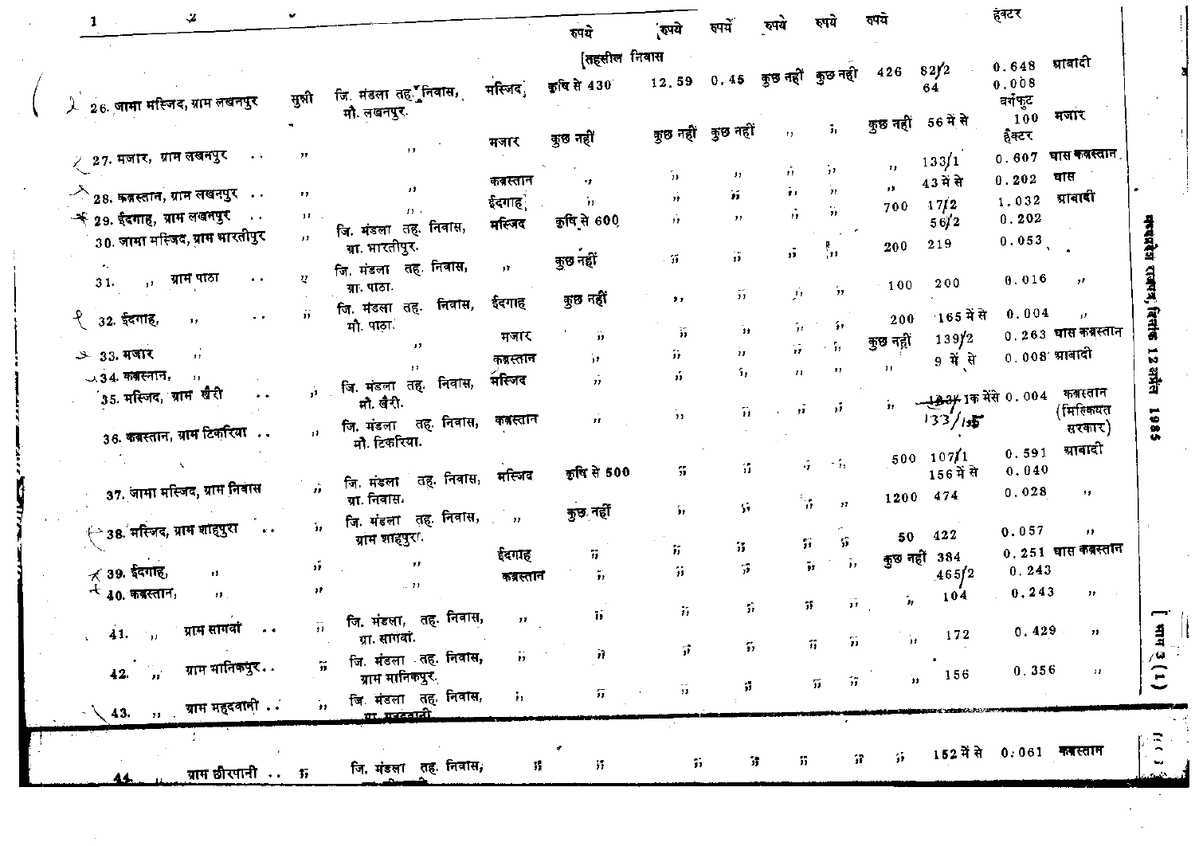| 1 | 2 | 3 | 4 | 5 | 6 | 7 | 8 | 9 | 10 | 11 | 12 | 13 | 14 |
|---|---|---|---|---|---|---|---|---|---|---|---|---|---|
| | | | | | रुपये | रुपये | रुपये | रुपये | रुपये | रुपये | | हेक्टर | |
| | | | | [तहसील निवास | | | | | | | | | |
| 26. जामा मस्जिद, ग्राम लखनपुर | सुन्नी | जि. मंडला तह. निवास, मौ. लखनपुर. | मस्जिद | कृषि से 430 | 12.59 | 0.45 | कुछ नहीं | कुछ नहीं | 426 | 82/2<br>64 | | 0.648<br>0.008<br>वर्गफुट | आबादी |
| 27. मजार, ग्राम लखनपुर | " | " | मजार | कुछ नहीं | कुछ नहीं | कुछ नहीं | " | " | कुछ नहीं | 56 में से | | 100<br>हेक्टर | मजार |
| 28. कब्रस्तान, ग्राम लखनपुर | " | " | कब्रस्तान | " | " | " | " | " | " | 133/1 | | 0.607 | घास कब्रस्तान |
| 29. ईदगाह, ग्राम लखनपुर | " | " | ईदगाह | " | " | " | " | " | " | 43 में से | | 0.202 | घास |
| 30. जामा मस्जिद, ग्राम भारतीपुर | " | जि. मंडला तह. निवास, ग्रा. भारतीपुर. | मस्जिद | कृषि से 600 | " | " | " | " | 700 | 17/2<br>56/2 | | 1.032<br>0.202 | आबादी |
| 31. " ग्राम पाठा | " | जि. मंडला तह. निवास, ग्रा. पाठा. | " | कुछ नहीं | " | " | " | " | 200 | 219 | | 0.053 | " |
| 32. ईदगाह, " | " | जि. मंडला तह. निवास, मौ. पाठा. | ईदगाह | कुछ नहीं | " | " | " | " | 100 | 200 | | 0.016 | " |
| 33. मजार " | | " | मजार | " | " | " | " | " | 200 | 165 में से | | 0.004 | " |
| 34. कब्रस्तान, " | | " | कब्रस्तान | " | " | " | " | " | कुछ नहीं | 139/2 | | 0.263 | घास कब्रस्तान |
| 35. मस्जिद, ग्राम खैरी | " | जि. मंडला तह. निवास, मौ. खैरी. | मस्जिद | " | " | " | " | " | " | 9 में से | | 0.008 | आबादी |
| 36. कब्रस्तान, ग्राम टिकरिया | " | जि. मंडला तह. निवास, मौ. टिकरिया. | कब्रस्तान | " | " | " | " | " | " | 133/1क में से | | 0.004 | कब्रस्तान (मिल्कियत सरकार) |
| 37. जामा मस्जिद, ग्राम निवास | " | जि. मंडला तह. निवास, ग्रा. निवास. | मस्जिद | कृषि से 500 | " | " | " | " | 500 | 107/1<br>156 में से | | 0.591<br>0.040 | आबादी |
| 38. मस्जिद, ग्राम शाहपुरा | " | जि. मंडला तह. निवास, ग्राम शाहपुरा. | " | कुछ नहीं | " | " | " | " | 1200 | 474 | | 0.028 | " |
| 39. ईदगाह, " | " | " | ईदगाह | " | " | " | " | " | 50 | 422 | | 0.057 | " |
| 40. कब्रस्तान, " | " | " | कब्रस्तान | " | " | " | " | " | कुछ नहीं | 384<br>465/2 | | 0.251<br>0.243 | घास कब्रस्तान |
| 41. " ग्राम सागवां | " | जि. मंडला, तह. निवास, ग्रा. सागवां. | " | " | " | " | " | " | " | 104 | | 0.243 | " |
| 42. " ग्राम मानिकपुर | " | जि. मंडला तह. निवास, ग्राम मानिकपुर. | " | " | " | " | " | " | " | 172 | | 0.429 | " |
| 43. " ग्राम महुदवानी | " | जि. मंडला तह. निवास, ग्रा. महुदवानी | " | " | " | " | " | " | " | 156 | | 0.356 | " |
| 44. " ग्राम छीरपानी | " | जि. मंडला तह. निवास, | " | " | " | " | " | " | " | 152 में से | | 0.061 | कब्रस्तान |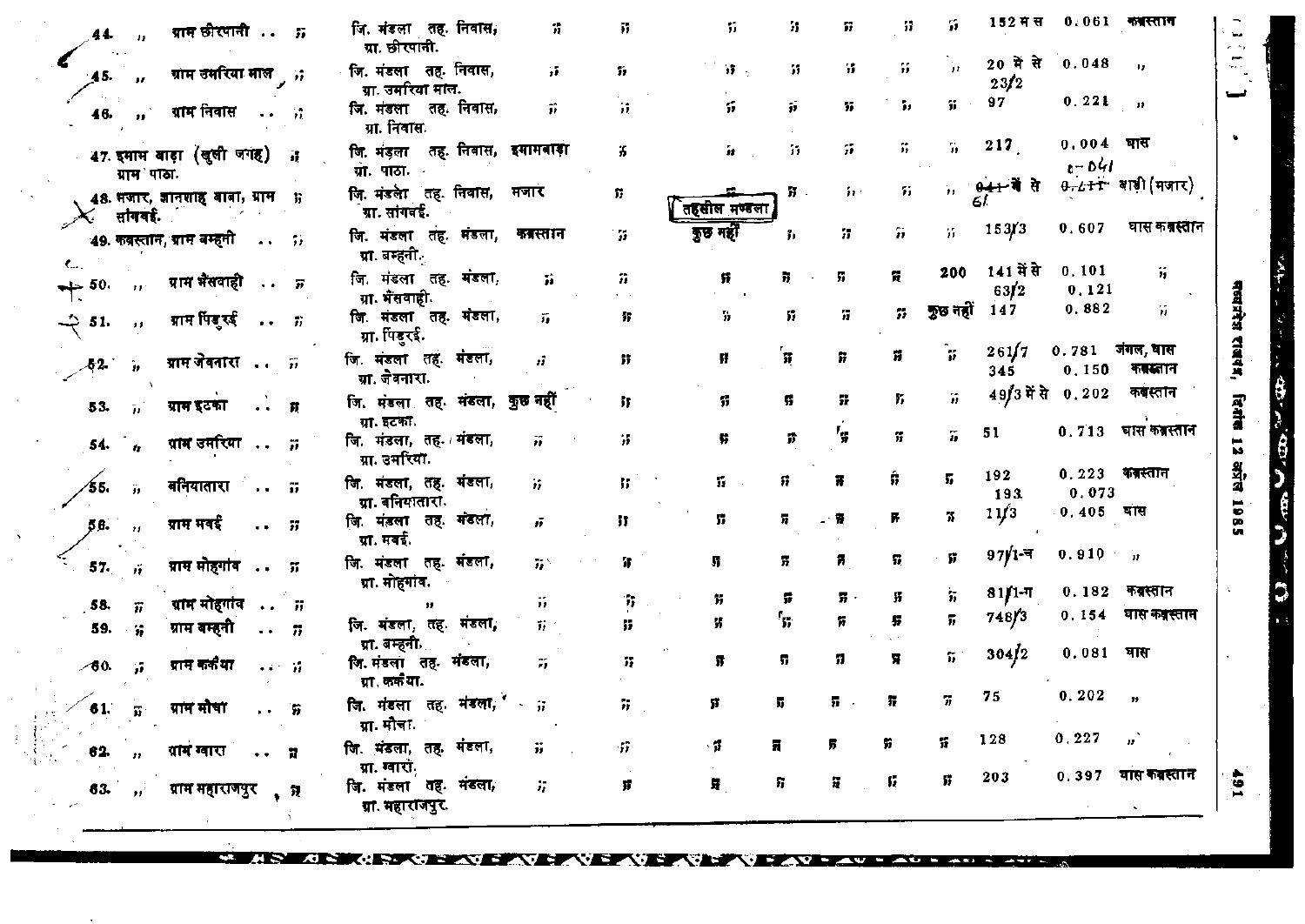| | | | | | | | | | | | | |
|---|---|---|---|---|---|---|---|---|---|---|---|---|
| 44. ,, ग्राम छीरपानी .. ,, | जि. मंडला तह. निवास, ग्रा. छीरपानी. | ,, | ,, | ,, | ,, | ,, | ,, | ,, | 152 म स | 0.061 | कब्रस्तान |
| 45. ,, ग्राम उमरिया माल ,, | जि. मंडला तह. निवास, ग्रा. उमरिया माल. | ,, | ,, | ,, | ,, | ,, | ,, | ,, | 20 में से 23/2 | 0.048 | ,, |
| 46. ,, ग्राम निवास .. ,, | जि. मंडला तह. निवास, ग्रा. निवास. | ,, | ,, | ,, | ,, | ,, | ,, | ,, | 97 | 0.221 | ,, |
| 47. इमाम बाड़ा (खुली जगह) ग्राम पाठा. ,, | जि. मंडला तह. निवास, ग्रा. पाठा. | इमामबाड़ा | ,, | ,, | ,, | ,, | ,, | ,, | 217 | 0.004 | घास |
| 48. मजार, ज्ञानशाह बाबा, ग्राम सांगवई. ,, | जि. मंडला तह. निवास, ग्रा. सांगवई. | मजार | ,, | ,, | ,, | ,, | ,, | ,, | ~~041~~ 61 में से | ~~0.211~~ 0.041 | शाही (मजार) |
| **तहसील मण्डला** | | | | | | | | | | | |
| 49. कब्रस्तान, ग्राम बम्हनी .. ,, | जि. मंडला तह. मंडला, ग्रा. बम्हनी. | कब्रस्तान | ,, | कुछ नहीं | ,, | ,, | ,, | ,, | 153/3 | 0.607 | घास कब्रस्तान |
| 50. ,, ग्राम भैंसवाही .. ,, | जि. मंडला तह. मंडला, ग्रा. भैंसवाही. | ,, | ,, | ,, | ,, | ,, | ,, | 200 | 141 में से 63/2 | 0.101 0.121 | ,, |
| 51. ,, ग्राम पिंडरई .. ,, | जि. मंडला तह. मंडला, ग्रा. पिंडरई. | ,, | ,, | ,, | ,, | ,, | ,, | कुछ नहीं | 147 | 0.882 | ,, |
| 52. ,, ग्राम जेवनारा .. ,, | जि. मंडला तह. मंडला, ग्रा. जेवनारा. | ,, | ,, | ,, | ,, | ,, | ,, | ,, | 261/7 345 | 0.781 0.150 | जंगल, घास कब्रस्तान |
| 53. ,, ग्राम इटका .. ,, | जि. मंडला तह. मंडला, ग्रा. इटका. | कुछ नहीं | ,, | ,, | ,, | ,, | ,, | ,, | 49/3 में से | 0.202 | कब्रस्तान |
| 54. ,, ग्राम उमरिया .. ,, | जि. मंडला, तह. मंडला, ग्रा. उमरिया. | ,, | ,, | ,, | ,, | ,, | ,, | ,, | 51 | 0.713 | घास कब्रस्तान |
| 55. ,, बनियातारा .. ,, | जि. मंडला, तह. मंडला, ग्रा. बनियातारा. | ,, | ,, | ,, | ,, | ,, | ,, | ,, | 192 193 | 0.223 0.073 | कब्रस्तान |
| 56. ,, ग्राम मवई .. ,, | जि. मंडला तह. मंडला, ग्रा. मवई. | ,, | ,, | ,, | ,, | ,, | ,, | ,, | 11/3 | 0.405 | घास |
| 57. ,, ग्राम मोहगांव .. ,, | जि. मंडला तह. मंडला, ग्रा. मोहगांव. | ,, | ,, | ,, | ,, | ,, | ,, | ,, | 97/1-च | 0.910 | ,, |
| 58. ,, ग्राम मोहगांव .. ,, | ,, | ,, | ,, | ,, | ,, | ,, | ,, | ,, | 81/1-ग | 0.182 | कब्रस्तान |
| 59. ,, ग्राम बम्हनी .. ,, | जि. मंडला, तह. मंडला, ग्रा. बम्हनी. | ,, | ,, | ,, | ,, | ,, | ,, | ,, | 748/3 | 0.154 | घास कब्रस्तान |
| 60. ,, ग्राम कर्कैया .. ,, | जि. मंडला तह. मंडला, ग्रा. कर्कैया. | ,, | ,, | ,, | ,, | ,, | ,, | ,, | 304/2 | 0.081 | घास |
| 61. ,, ग्राम मोचा .. ,, | जि. मंडला तह. मंडला, ग्रा. मोचा. | ,, | ,, | ,, | ,, | ,, | ,, | ,, | 75 | 0.202 | ,, |
| 62. ,, ग्राम ग्वारा .. ,, | जि. मंडला, तह. मंडला, ग्रा. ग्वारा. | ,, | ,, | ,, | ,, | ,, | ,, | ,, | 128 | 0.227 | ,, |
| 63. ,, ग्राम महाराजपुर ,, | जि. मंडला तह. मंडला, ग्रा. महाराजपुर. | ,, | ,, | ,, | ,, | ,, | ,, | ,, | 203 | 0.397 | घास कब्रस्तान |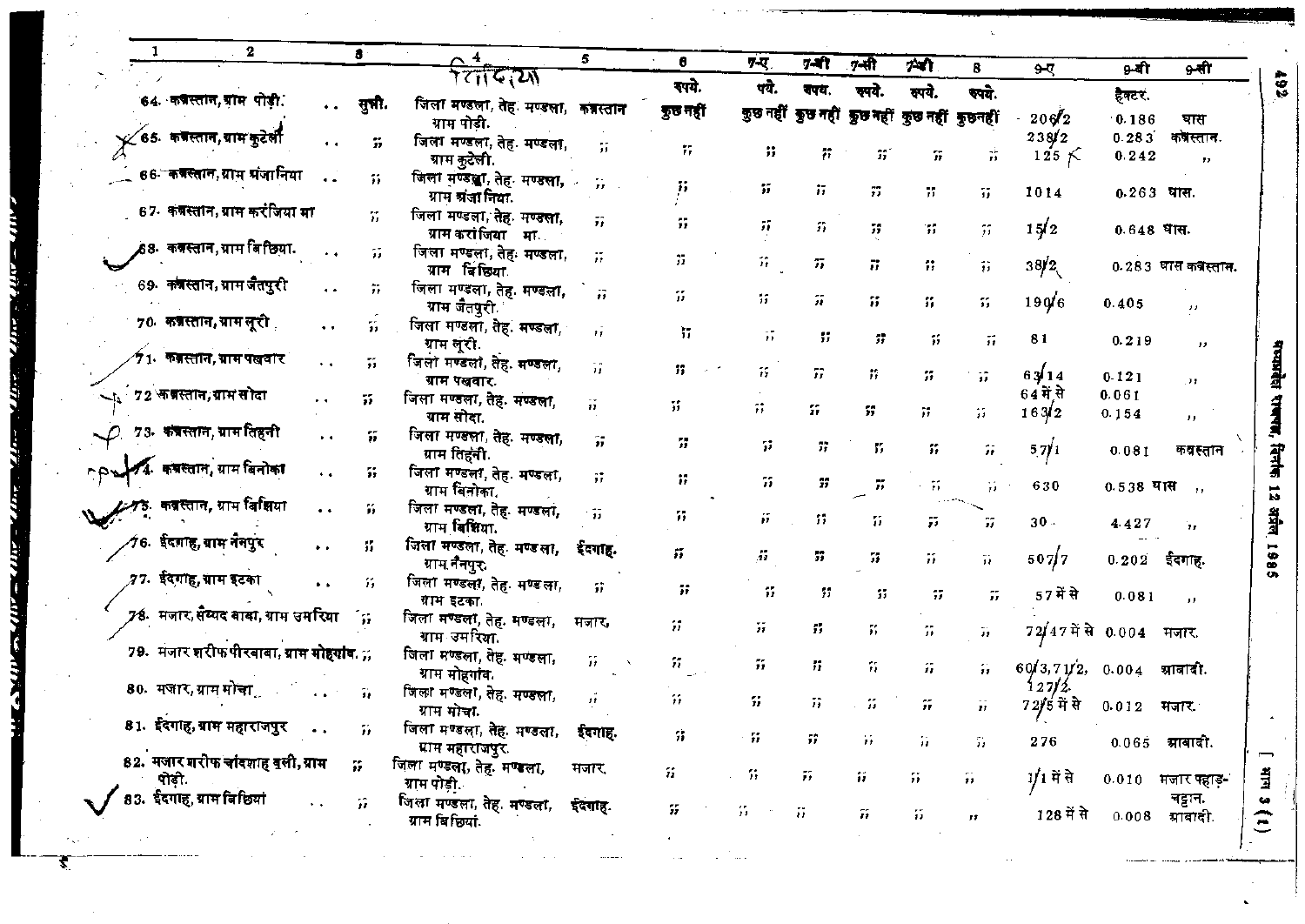| 1 | 2 | 3 | 4 | 5 | 6 | 7-ए | 7-बी | 7-सी | 7-डी | 8 | 9-ए | 9-बी | 9-सी |
|---|---|---|---|---|---|---|---|---|---|---|---|---|---|
| | | | | | रुपये. | रुपये. | रुपये. | रुपये. | रुपये. | रुपये. | | हेक्टर. | |
| 64. | कब्रस्तान, ग्राम पोंड़ी. | सुन्नी. | जिला मण्डला, तेह. मण्डला, ग्राम पोंड़ी. | कब्रस्तान | कुछ नहीं | कुछ नहीं | कुछ नहीं | कुछ नहीं | कुछ नहीं | कुछ नहीं | 206/2 | 0.186 | घास |
| 65. | कब्रस्तान, ग्राम कुटेली | ,, | जिला मण्डला, तेह. मण्डला, ग्राम कुटेली. | ,, | ,, | ,, | ,, | ,, | ,, | ,, | 238/2<br>125 | 0.283<br>0.242 | कब्रस्तान.<br>,, |
| 66. | कब्रस्तान, ग्राम मंजानिया | ,, | जिला मण्डला, तेह. मण्डला, ग्राम मंजानिया. | ,, | ,, | ,, | ,, | ,, | ,, | ,, | 1014 | 0.263 | घास. |
| 67. | कब्रस्तान, ग्राम करंजिया मा | ,, | जिला मण्डला, तेह. मण्डला, ग्राम करंजिया मा. | ,, | ,, | ,, | ,, | ,, | ,, | ,, | 15/2 | 0.648 | घास. |
| 68. | कब्रस्तान, ग्राम बिछिया. | ,, | जिला मण्डला, तेह. मण्डला, ग्राम बिछिया. | ,, | ,, | ,, | ,, | ,, | ,, | ,, | 38/2 | 0.283 | घास कब्रस्तान. |
| 69. | कब्रस्तान, ग्राम जैतपुरी | ,, | जिला मण्डला, तेह. मण्डला, ग्राम जैतपुरी. | ,, | ,, | ,, | ,, | ,, | ,, | ,, | 190/6 | 0.405 | ,, |
| 70. | कब्रस्तान, ग्राम लूरी | ,, | जिला मण्डला, तेह. मण्डला, ग्राम लूरी. | ,, | ,, | ,, | ,, | ,, | ,, | ,, | 81 | 0.219 | ,, |
| 71. | कब्रस्तान, ग्राम पखवार | ,, | जिला मण्डला, तेह. मण्डला, ग्राम पखवार. | ,, | ,, | ,, | ,, | ,, | ,, | ,, | 63/14<br>64 में से | 0.121<br>0.061 | ,, |
| 72. | कब्रस्तान, ग्राम सोदा | ,, | जिला मण्डला, तेह. मण्डला, ग्राम सोदा. | ,, | ,, | ,, | ,, | ,, | ,, | ,, | 163/2 | 0.154 | ,, |
| 73. | कब्रस्तान, ग्राम तिहुनी | ,, | जिला मण्डला, तेह. मण्डला, ग्राम तिहुनी. | ,, | ,, | ,, | ,, | ,, | ,, | ,, | 57/1 | 0.081 | कब्रस्तान |
| 74. | कब्रस्तान, ग्राम बिनोका | ,, | जिला मण्डला, तेह. मण्डला, ग्राम बिनोका. | ,, | ,, | ,, | ,, | ,, | ,, | ,, | 630 | 0.538 | घास ,, |
| 75. | कब्रस्तान, ग्राम बिझिया | ,, | जिला मण्डला, तेह. मण्डला, ग्राम बिझिया. | ,, | ,, | ,, | ,, | ,, | ,, | ,, | 30 | 4.427 | ,, |
| 76. | ईदगाह, ग्राम नैनपुर | ,, | जिला मण्डला, तेह. मण्डला, ग्राम नैनपुर. | ईदगाह. | ,, | ,, | ,, | ,, | ,, | ,, | 507/7 | 0.202 | ईदगाह. |
| 77. | ईदगाह, ग्राम इटका | ,, | जिला मण्डला, तेह. मण्डला, ग्राम इटका. | ,, | ,, | ,, | ,, | ,, | ,, | ,, | 57 में से | 0.081 | ,, |
| 78. | मजार, सैय्यद बाबा, ग्राम उमरिया | ,, | जिला मण्डला, तेह. मण्डला, ग्राम उमरिया. | मजार. | ,, | ,, | ,, | ,, | ,, | ,, | 72/47 में से | 0.004 | मजार. |
| 79. | मजार शरीफ पीरबाबा, ग्राम मोहगांव. | ,, | जिला मण्डला, तेह. मण्डला, ग्राम मोहगांव. | ,, | ,, | ,, | ,, | ,, | ,, | ,, | 60/3, 71/2, 127/2. | 0.004 | आबादी. |
| 80. | मजार, ग्राम मोचा | ,, | जिला मण्डला, तेह. मण्डला, ग्राम मोचा. | ,, | ,, | ,, | ,, | ,, | ,, | ,, | 72/5 में से | 0.012 | मजार. |
| 81. | ईदगाह, ग्राम महाराजपुर | ,, | जिला मण्डला, तेह. मण्डला, ग्राम महाराजपुर. | ईदगाह. | ,, | ,, | ,, | ,, | ,, | ,, | 276 | 0.065 | आबादी. |
| 82. | मजार शरीफ चांदशाह वली, ग्राम पोंड़ी. | ,, | जिला मण्डला, तेह. मण्डला, ग्राम पोंड़ी. | मजार. | ,, | ,, | ,, | ,, | ,, | ,, | 1/1 में से | 0.010 | मजार पहाड़-चट्टान. |
| 83. | ईदगाह, ग्राम बिछिया | ,, | जिला मण्डला, तेह. मण्डला, ग्राम बिछिया. | ईदगाह. | ,, | ,, | ,, | ,, | ,, | ,, | 128 में से | 0.008 | आबादी. |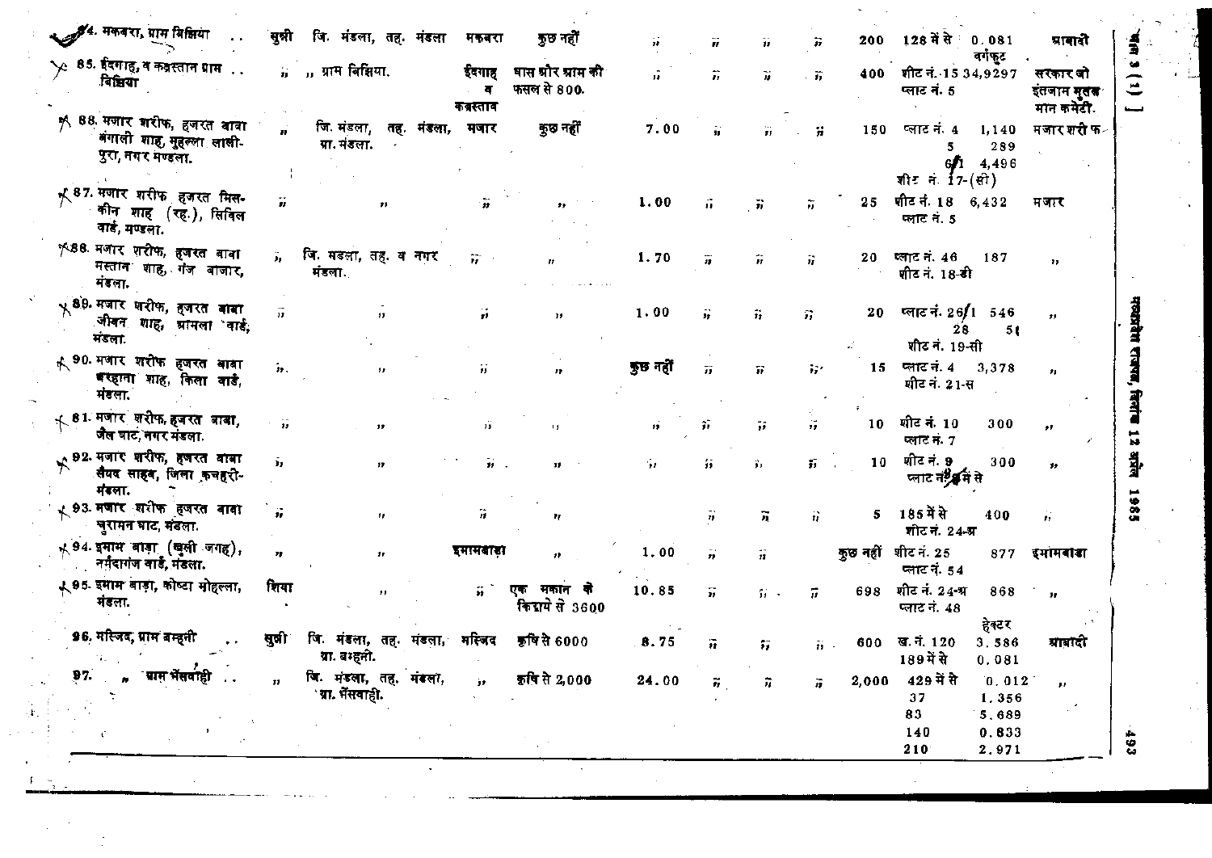| | | | | | | | | | | | | |
|---|---|---|---|---|---|---|---|---|---|---|---|---|
| 84. मकबरा, ग्राम बिछिया .. | सुन्नी | जि. मंडला, तह. मंडला | मकबरा | कुछ नहीं | " | " | " | " | 200 | 128 में से | 0.081 वर्गफुट | आबादी |
| 85. ईदगाह, व कब्रस्तान ग्राम .. बिछिया | " | ,, ग्राम बिछिया. | ईदगाह व कब्रस्तान | घास और ग्राम की फसल से 800. | " | " | " | " | 400 | शीट नं. 15 प्लाट नं. 5 | 34,9297 | सरकार जो इंतजाम मुतवल्लीमान कमेटी. |
| 86. मजार शरीफ, हजरत बाबा बंगाली शाह, मुहल्ला लाली-पुरा, नगर मण्डला. | " | जि. मंडला, तह. मंडला, ग्रा. मंडला. | मजार | कुछ नहीं | 7.00 | " | " | " | 150 | प्लाट नं. 4<br>5<br>6/1<br>शीट नं. 17-(सी) | 1,140<br>289<br>4,496 | मजार शरीफ |
| 87. मजार शरीफ हजरत मिस-कीन शाह (रह.), सिविल वार्ड, मण्डला. | " | " | " | " | 1.00 | " | " | " | 25 | शीट नं. 18 प्लाट नं. 5 | 6,432 | मजार |
| 88. मजार शरीफ, हजरत बाबा मस्तान शाह, गंज बाजार, मंडला. | " | जि. मंडला, तह. व नगर मंडला. | " | " | 1.70 | " | " | " | 20 | प्लाट नं. 46 शीट नं. 18-डी | 187 | " |
| 89. मजार शरीफ, हजरत बाबा जीवन शाह, आमला वार्ड, मंडला. | " | " | " | " | 1.00 | " | " | " | 20 | प्लाट नं. 26/1<br>28<br>शीट नं. 19-सी | 546<br>5( | " |
| 90. मजार शरीफ हजरत बाबा बरहाना शाह, किला वार्ड, मंडला. | " | " | " | " | कुछ नहीं | " | " | " | 15 | प्लाट नं. 4 शीट नं. 21-स | 3,378 | " |
| 91. मजार शरीफ, हजरत बाबा, जैल घाट, नगर मंडला. | " | " | " | " | " | " | " | " | 10 | शीट नं. 10 प्लाट नं. 7 | 300 | " |
| 92. मजार शरीफ, हजरत बाबा सैयद साहब, जिला कचहरी-मंडला. | " | " | " | " | " | " | " | " | 10 | शीट नं. 9 प्लाट नं. 8 में से | 300 | " |
| 93. मजार शरीफ हजरत बाबा चुरामन घाट, मंडला. | " | " | " | " | | " | " | " | 5 | 185 में से शीट नं. 24-अ | 400 | " |
| 94. इमाम बाड़ा (खुली जगह), नर्मदागंज वार्ड, मंडला. | " | " | इमामबाड़ा | " | 1.00 | " | " | | कुछ नहीं | शीट नं. 25 प्लाट नं. 54 | 877 | इमामबाड़ा |
| 95. इमाम बाड़ा, कोष्टा मोहल्ला, मंडला. | शिया | " | " | एक मकान के किराये से 3600 | 10.85 | " | " | " | 698 | शीट नं. 24-अ प्लाट नं. 48 | 868 | " |
| 96. मस्जिद, ग्राम बम्हनी .. | सुन्नी | जि. मंडला, तह. मंडला, ग्रा. बम्हनी. | मस्जिद | कृषि से 6000 | 8.75 | " | " | " | 600 | ख. नं. 120<br>189 में से | हेक्टर<br>3.586<br>0.081 | आबादी |
| 97. " ग्राम भैंसवाही .. | " | जि. मंडला, तह. मंडला, ग्रा. भैंसवाही. | " | कृषि से 2,000 | 24.00 | " | " | " | 2,000 | 429 में से<br>37<br>83<br>140<br>210 | 0.012<br>1.356<br>5.689<br>0.833<br>2.971 | " |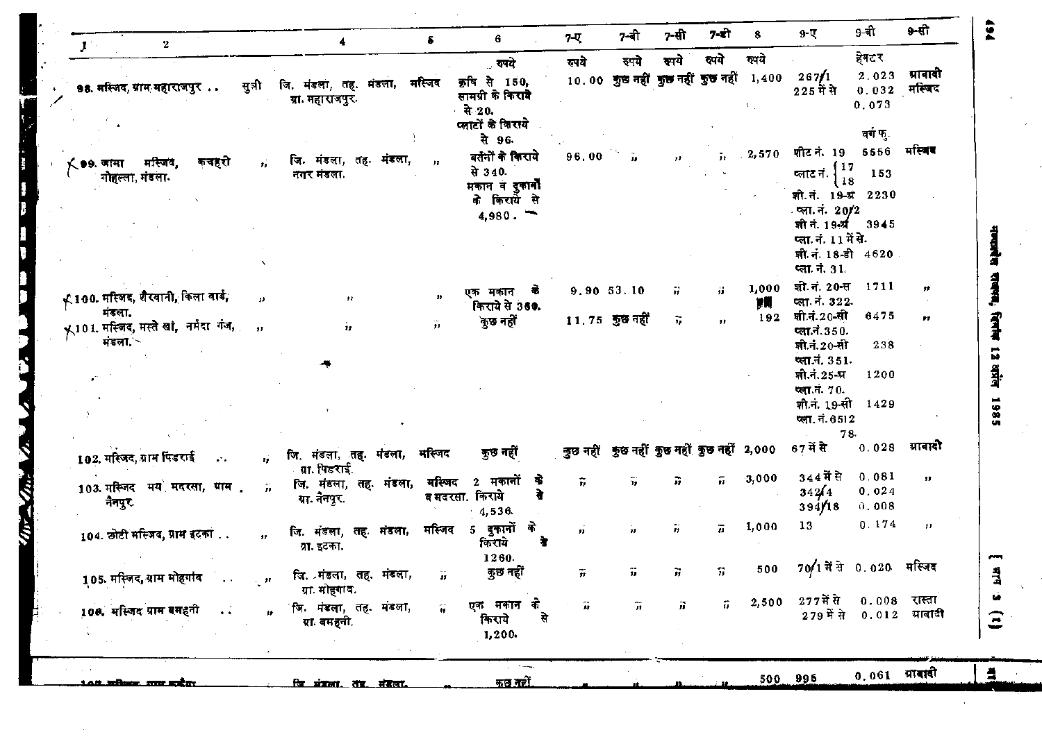| 1 | 2 | | 4 | 5 | 6 | 7-ए | 7-बी | 7-सी | 7-डी | 8 | 9-ए | 9-बी | 9-सी |
|---|---|---|---|---|---|---|---|---|---|---|---|---|---|
| | | | | | रुपये | रुपये | रुपये | रुपये | रुपये | रुपये | | हेक्टर | |
| 98. मस्जिद, ग्राम महाराजपुर .. | | सुन्नी | जि. मंडला, तह. मंडला, ग्रा. महाराजपुर. | मस्जिद | कृषि से 150, सामग्री के किराये से 20, प्लाटों के किराये से 96. | 10.00 | कुछ नहीं | कुछ नहीं | कुछ नहीं | 1,400 | 267/1 225 में से | 2.023 0.032 0.073 | आबादी मस्जिद |
| | | | | | | | | | | | | वर्ग फु. | |
| 99. जामा मस्जिद, कचहरी मोहल्ला, मंडला. | | " | जि. मंडला, तह. मंडला, नगर मंडला. | " | बर्तनों के किराये से 340. मकान व दुकानों के किराये से 4,980. | 96.00 | " | " | " | 2,570 | शीट नं. 19 प्लाट नं. {17 18; शी. नं. 19-अ प्ला. नं. 20/2; शी नं. 19-अ प्ला. नं. 11 में से. शी. नं. 18-डी प्ला. नं. 31. | 5556 153; 2230; 3945; 4620 | मस्जिद |
| 100. मस्जिद, शैरवानी, किला वार्ड, मंडला. | | " | " | " | एक मकान के किराये से 360. | 9.90 | 53.10 | " | " | 1,000 | शी. नं. 20-स प्ला. नं. 322. | 1711 | " |
| 101. मस्जिद, मस्ते खां, नर्मदा गंज, मंडला. | | " | " | " | कुछ नहीं | 11.75 | कुछ नहीं | " | " | 192 | शी.नं. 20-सी प्ला.नं. 350. शी.नं. 20-सी प्ला.नं. 351. शी.नं. 25-अ प्ला.नं. 70. शी.नं. 19-सी प्ला.नं. 6512 78. | 6475; 238; 1200; 1429 | " |
| 102. मस्जिद, ग्राम पिंडराई .. | | " | जि. मंडला, तह. मंडला, ग्रा. पिंडराई. | मस्जिद | कुछ नहीं | कुछ नहीं | कुछ नहीं | कुछ नहीं | कुछ नहीं | 2,000 | 67 में से | 0.028 | आबादी |
| 103. मस्जिद मय मदरसा, ग्राम नैनपुर. | | " | जि. मंडला, तह. मंडला, ग्रा. नैनपुर. | मस्जिद व मदरसा. | 2 मकानों के किराये से 4,536. | " | " | " | " | 3,000 | 344 में से 342/4 394/18 | 0.081 0.024 0.008 | " |
| 104. छोटी मस्जिद, ग्राम इटका .. | | " | जि. मंडला, तह. मंडला, ग्रा. इटका. | मस्जिद | 5 दुकानों के किराये से 1260. | " | " | " | " | 1,000 | 13 | 0.174 | " |
| 105. मस्जिद, ग्राम मोहगांव .. | | " | जि. मंडला, तह. मंडला, ग्रा. मोहगांव. | " | कुछ नहीं | " | " | " | " | 500 | 70/1 में से | 0.020 | मस्जिद |
| 106. मस्जिद ग्राम बमहनी .. | | " | जि. मंडला, तह. मंडला, ग्रा. बमहनी. | " | एक मकान के किराये से 1,200. | " | " | " | " | 2,500 | 277 में से 279 में से | 0.008 0.012 | रास्ता आबादी |
| 107. मस्जिद, ग्राम ..... | | | जि. मंडला, तह. मंडला, | " | कुछ नहीं | " | " | " | " | 500 | 995 | 0.061 | आबादी |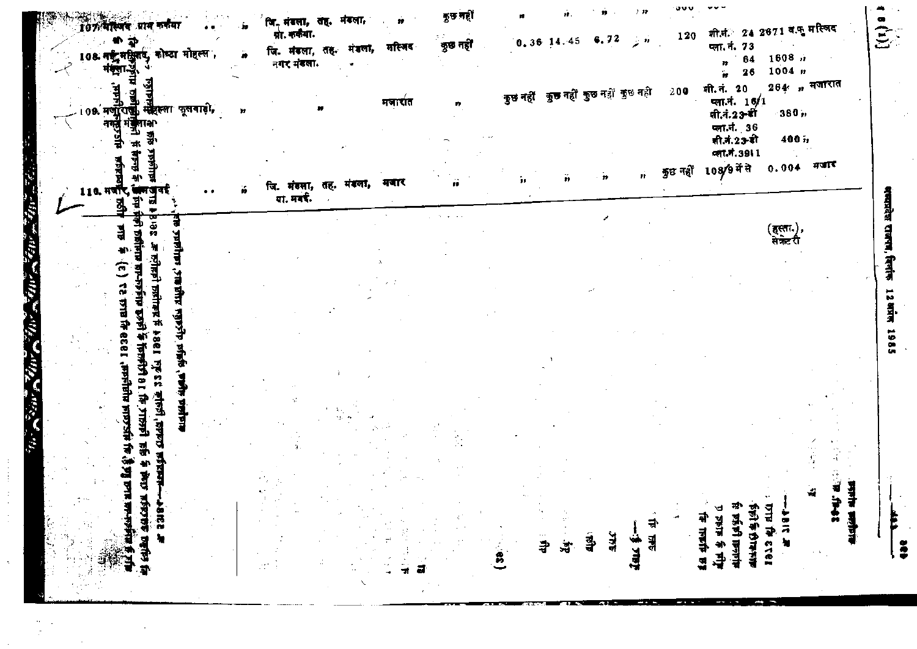| क्र. | नाम | | पता | प्रकार | | | | | | | | |
|---|---|---|---|---|---|---|---|---|---|---|---|---|
| 107. | मस्जिद ग्राम ककैया | " | जि. मंडला, तह. मंडला, ग्रा. ककैया. | " | कुछ नहीं | " | " | " | " | 300 | | |
| 108. | मस्जिद, कोष्टा मोहल्ला, मंडला. | " | जि. मंडला, तह. मंडला, नगर मंडला. | मस्जिद | कुछ नहीं | 0.36 | 14.45 | 6.72 | " | 120 | शी.नं. 24 2671 व.फु. मस्जिद<br>प्ला.नं. 73<br>" 64 1608 "<br>" 26 1004 " | |
| 109. | मजारात मोहल्ला फूलवाड़ी, नगर मंडला. | " | " | मजारात | " | कुछ नहीं | कुछ नहीं | कुछ नहीं | कुछ नहीं | 200 | शी.नं. 20 264 " मजारात<br>प्ला.नं. 16/1<br>शी.नं.23-डी 380 "<br>प्ला.नं. 36<br>शी.नं.23-डी 400 "<br>प्ला.नं.39/1 | |
| 110. | मजार, ग्राम मवई | " | जि. मंडला, तह. मंडला, ग्रा. मवई. | मजार | " | " | " | " | " | कुछ नहीं | 108/9 में से 0.004 मजार | |

(हस्ता.),
सेक्रेटरी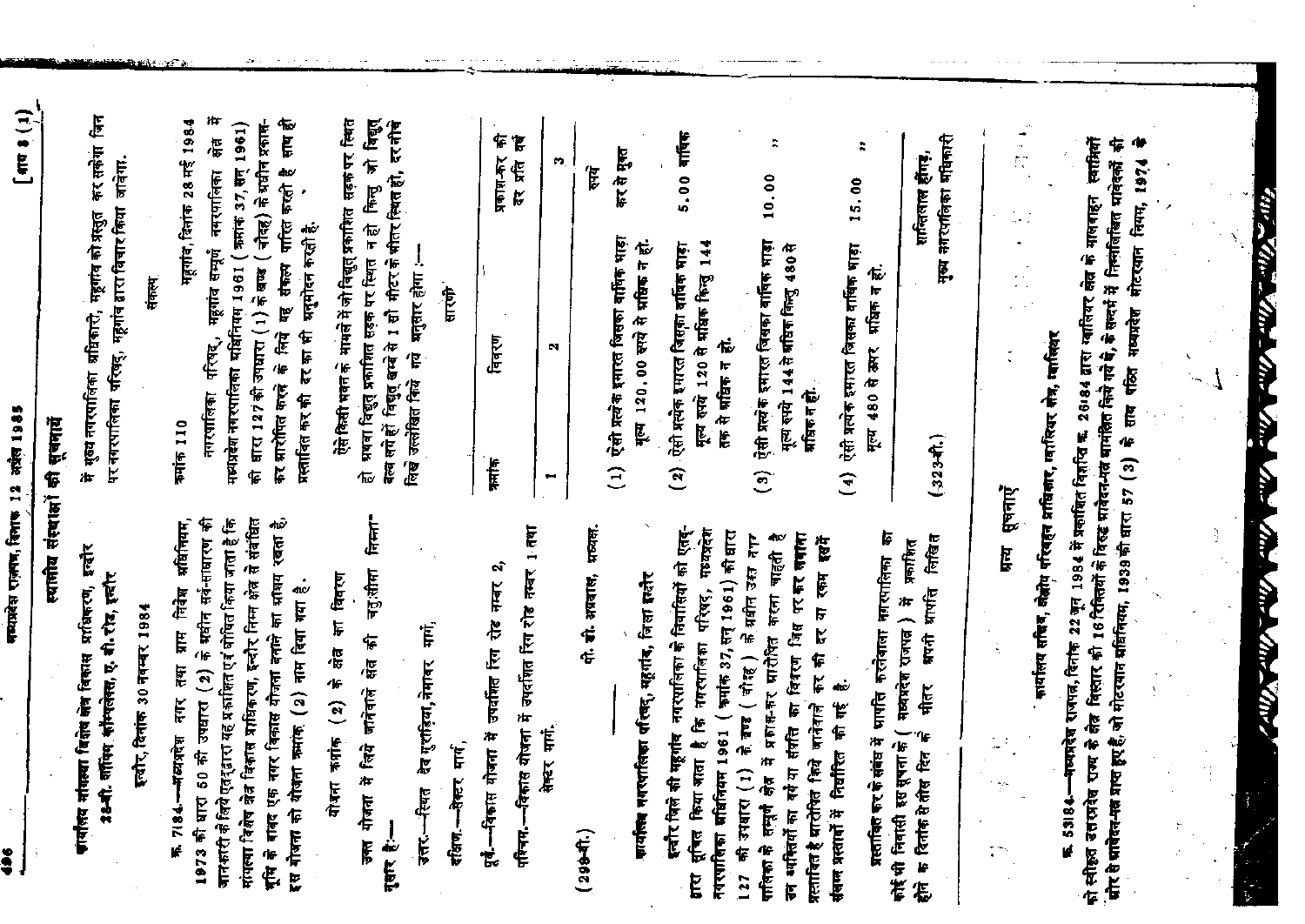## स्थानीय संस्थाओं की सूचनायें

**कार्यालय मंडलेश्वर विशेष क्षेत्र विकास प्राधिकरण, इन्दौर**
**28-बी, शालिम कॉम्पलेक्स, ए. बी. रोड, इन्दौर**

इन्दौर, दिनांक 30 नवम्बर 1984

क्र. 7184.—मध्यप्रदेश नगर तथा ग्राम निवेश अधिनियम, 1973 की धारा 50 की उपधारा (2) के अधीन सर्व-साधारण की जानकारी के लिये एतद्द्वारा यह प्रकाशित एवं घोषित किया जाता है कि मंडलेश्वर विशेष क्षेत्र विकास प्राधिकरण, इन्दौर निम्न क्षेत्र से संबंधित भूमि के बाबत एक नगर विकास योजना बनाने का आशय रखता है. इस योजना को योजना क्रमांक (2) नाम दिया गया है.

योजना क्रमांक (2) के क्षेत्र का विवरण

उक्त योजना में लिये जानेवाले क्षेत्र की चतुःसीमा निम्ना-नुसार है:—

उत्तर.—स्थित देव गुराड़िया, नेमावर मार्ग,

दक्षिण.—सेक्टर मार्ग,

पूर्व.—विकास योजना में उपदर्शित रिंग रोड नम्बर 2,

पश्चिम.—विकास योजना में उपदर्शित रिंग रोड नम्बर 1 तथा सेक्टर मार्ग.

(299-बी.)

पी. डी. अग्रवाल, अध्यक्ष.

**कार्यालय नगरपालिका परिषद्, महूगांव, जिला इन्दौर**

इन्दौर जिले की महूगांव नगरपालिका के निवासियों को एतद्-द्वारा सूचित किया जाता है कि नगरपालिका परिषद्, मध्यप्रदेश नगरपालिका अधिनियम 1961 (क्रमांक 37, सन् 1961) की धारा 127 की उपधारा (1) के खण्ड (चौदह) के अधीन उक्त नगर पालिका के सम्पूर्ण क्षेत्र में प्रकाश-कर आरोपित करना चाहती है उन व्यक्तियों का वर्ग या संपत्ति का विवरण जिस पर कर लगाना प्रस्तावित है आरोपित किये जानेवाले कर की दर या रकम इसमें संलग्न प्रस्तावों में निर्धारित की गई है.

प्रस्तावित कर के संबंध में आपत्ति करनेवाला नगरपालिका का कोई भी निवासी इस सूचना के (मध्यप्रदेश राजपत्र) में प्रकाशित होने के दिनांक से तीस दिन के भीतर अपनी आपत्ति लिखित में मुख्य नगरपालिका अधिकारी, महूगांव को प्रस्तुत कर सकेगा जिन पर नगरपालिका परिषद्, महूगांव द्वारा विचार किया जावेगा.

संकल्प

क्रमांक 110

महूगांव, दिनांक 28 मई 1984

नगरपालिका परिषद्, महूगांव सम्पूर्ण नगरपालिका क्षेत्र में मध्यप्रदेश नगरपालिका अधिनियम 1961 (क्रमांक 37, सन् 1961) की धारा 127 की उपधारा (1) के खण्ड (चौदह) के अधीन प्रकाश-कर आरोपित करने के लिये यह संकल्प पारित करती है साथ ही प्रस्तावित कर की दर का भी अनुमोदन करती है.

ऐसे किसी भवन के मामले में जो विद्युत् प्रकाशित सड़क पर स्थित हो अथवा विद्युत् प्रकाशित सड़क पर स्थित न हो किन्तु जो विद्युत् बल्ब लगे हों विद्युत् खम्बे से 1 सौ मीटर के भीतर स्थित हो, दर नीचे लिखे उल्लेखित किये गये अनुसार होगा:—

सारणी

| क्रमांक | विवरण | प्रकाश-कर की दर प्रति वर्ष |
|---|---|---|
| 1 | 2 | 3 |
| | | रुपये |
| (1) | ऐसी प्रत्येक इमारत जिसका वार्षिक भाड़ा मूल्य 120.00 रुपये से अधिक न हो. | कर से मुक्त |
| (2) | ऐसी प्रत्येक इमारत जिसका वार्षिक भाड़ा मूल्य रुपये 120 से अधिक किन्तु 144 तक से अधिक न हो. | 5.00 वार्षिक |
| (3) | ऐसी प्रत्येक इमारत जिसका वार्षिक भाड़ा मूल्य रुपये 144 से अधिक किन्तु 480 से अधिक न हो. | 10.00 " |
| (4) | ऐसी प्रत्येक इमारत जिसका वार्षिक भाड़ा मूल्य 480 से ऊपर अधिक न हो. | 15.00 " |

(323-बी.)

शान्तिलाल हींगड़,
मुख्य नगरपालिका अधिकारी

## अन्य सूचनाएँ

**कार्यालय सचिव, क्षेत्रीय परिवहन प्राधिकार, ग्वालियर क्षेत्र, ग्वालियर**

क्र. 53184.—मध्यप्रदेश राजपत्र, दिनांक 22 जून 1984 में प्रकाशित विज्ञप्ति क्र. 26484 द्वारा ग्वालियर क्षेत्र के यात्रावाहन स्वामियों को स्वीकृत उपरांक्त राज्य के क्षेत्र विस्तार की 16 विज्ञप्तियों के विरुद्ध आवेदन-पत्र आमंत्रित किये गये थे, के सन्दर्भ में निम्नलिखित आवेदकों की ओर से आवेदन-पत्र प्राप्त हुए हैं जो मोटरयान अधिनियम, 1939 की धारा 57 (3) के साथ पठित मध्यप्रदेश मोटरयान नियम, 1974 के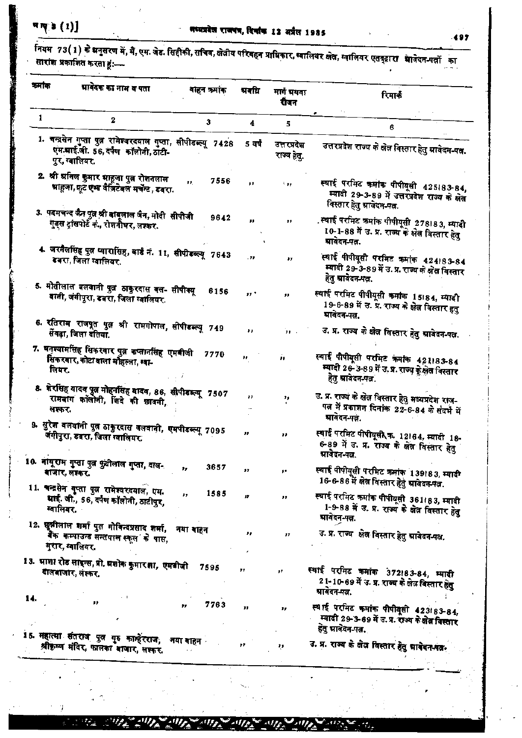नियम 73(1) के अनुसरण में, मैं, एम. जेड. सिद्दीकी, सचिव, क्षेत्रीय परिवहन प्राधिकार, ग्वालियर क्षेत्र, ग्वालियर एतद्द्वारा आवेदन-पत्रों का सारांश प्रकाशित करता हूं:—

| क्रमांक | आवेदक का नाम व पता | वाहन क्रमांक | अवधि | मार्ग अथवा रीजन | रिमार्क |
|---|---|---|---|---|---|
| 1 | 2 | 3 | 4 | 5 | 6 |
| 1. | चन्द्रसेन गुप्ता पुत्र रामेश्वरदयाल गुप्ता, एम.आई.जी. 56, दर्पण कॉलोनी, ठाटीपुर, ग्वालियर. | सीपीडब्ल्यू 7428 | 5 वर्ष | उत्तरप्रदेश राज्य हेतु. | उत्तरप्रदेश राज्य के क्षेत्र विस्तार हेतु आवेदन-पत्र. |
| 2. | श्री अनिल कुमार आहूजा पुत्र रोशनलाल आहूजा, फ्रूट एण्ड वैजिटेबल मर्चेन्ट, डबरा. | ,, 7556 | ,, | ,, | स्थाई परमिट क्रमांक पीपीयूसी 425।83-84, म्यादी 29-3-89 में उत्तरप्रदेश राज्य के क्षेत्र विस्तार हेतु आवेदन-पत्र. |
| 3. | पदमचन्द जैन पुत्र श्री बाबूलाल जैन, मोदी गुड्स ट्रांसपोर्ट कं., रोशनीघर, लश्कर. | सीपीजी 9642 | ,, | ,, | स्थाई परमिट क्रमांक पीपीयूसी 278।83, म्यादी 10-1-88 में उ. प्र. राज्य के क्षेत्र विस्तार हेतु आवेदन-पत्र. |
| 4. | जरनैलसिंह पुत्र प्यारासिंह, वार्ड नं. 11, डबरा, जिला ग्वालियर. | सीपीडब्ल्यू 7643 | ,, | ,, | स्थाई पीपीयूसी परमिट क्रमांक 424।83-84 म्यादी 29-3-89 में उ. प्र. राज्य के क्षेत्र विस्तार हेतु आवेदन-पत्र. |
| 5. | मोतीलाल बलवानी पुत्र ठाकुरदास बलवानी, जंगीपुरा, डबरा, जिला ग्वालियर. | सीपीक्यू 6156 | ,, | ,, | स्थाई परमिट पीपीयूसी क्रमांक 15।84, म्यादी 19-6-89 में उ. प्र. राज्य के क्षेत्र विस्तार हेतु आवेदन-पत्र. |
| 6. | रतिराम राजपूत पुत्र श्री रामगोपाल, सेंवढ़ा, जिला दतिया. | सीपीडब्ल्यू 749 | ,, | ,, | उ. प्र. राज्य के क्षेत्र विस्तार हेतु आवेदन-पत्र. |
| 7. | घनश्यामसिंह सिकरवार पुत्र कप्तानसिंह सिकरवार, कोटा वाला मोहल्ला, ग्वालियर. | एमबीजी 7770 | ,, | ,, | स्थाई पीपीयूसी परमिट क्रमांक 421।83-84 म्यादी 26-3-89 में उ. प्र. राज्य के क्षेत्र विस्तार हेतु आवेदन-पत्र. |
| 8. | शेरसिंह यादव पुत्र मोहनसिंह यादव, 86, रामबाग कॉलोनी, सिंदे की छावनी, लश्कर. | सीपीडब्ल्यू 7507 | ,, | ,, | उ. प्र. राज्य के क्षेत्र विस्तार हेतु मध्यप्रदेश राजपत्र में प्रकाशन दिनांक 22-6-84 के संदर्भ में आवेदन-पत्र. |
| 9. | सुरेश बलवानी पुत्र ठाकुरदास बलवानी, जंगीपुरा, डबरा, जिला ग्वालियर. | एमपीडब्ल्यू 7095 | ,, | ,, | स्थाई परमिट पीपीयूसी.क. 12।64, म्यादी 18-6-89 में उ. प्र. राज्य के क्षेत्र विस्तार हेतु आवेदन-पत्र. |
| 10. | नाथूराम गुप्ता पुत्र कुंदीलाल गुप्ता, दालबाजार, लश्कर. | ,, 3657 | ,, | ,, | स्थाई पीपीयूसी परमिट क्रमांक 139।83, म्यादी 16-6-86 में क्षेत्र विस्तार हेतु आवेदन-पत्र. |
| 11. | चन्द्रसेन गुप्ता पुत्र रामेश्वरदयाल, एम. आई. जी., 56, दर्पण कॉलोनी, ठाटीपुर, ग्वालियर. | ,, 1585 | ,, | ,, | स्थाई परमिट क्रमांक पीपीयूसी 361।83, म्यादी 1-9-88 में उ. प्र. राज्य के क्षेत्र विस्तार हेतु आवेदन-पत्र. |
| 12. | छुन्नीलाल शर्मा पुत्र गोविन्दप्रसाद शर्मा, बैंक कम्पाउन्ड सन्तपाल स्कूल के पास, मुरार, ग्वालियर. | नया वाहन | ,, | ,, | उ. प्र. राज्य क्षेत्र विस्तार हेतु आवेदन-पत्र. |
| 13. | आशा रोड लाइन्स, प्रो. अशोक कुमार झा, दालबाजार, लश्कर. | एमबीजी 7595 | ,, | ,, | स्थाई परमिट क्रमांक 372।83-84, म्यादी 21-10-69 में उ. प्र. राज्य के क्षेत्र विस्तार हेतु आवेदन-पत्र. |
| 14. | ,, | ,, 7763 | ,, | ,, | स्थाई परमिट क्रमांक पीपीयूसी 423।83-84, म्यादी 29-3-69 में उ. प्र. राज्य के क्षेत्र विस्तार हेतु आवेदन-पत्र. |
| 15. | महात्मा संतराज पुत्र गुरु कान्हेरराज, श्रीकृष्ण मंदिर, फालका बाजार, लश्कर. | नया वाहन | ,, | ,, | उ. प्र. राज्य के क्षेत्र विस्तार हेतु आवेदन-पत्र. |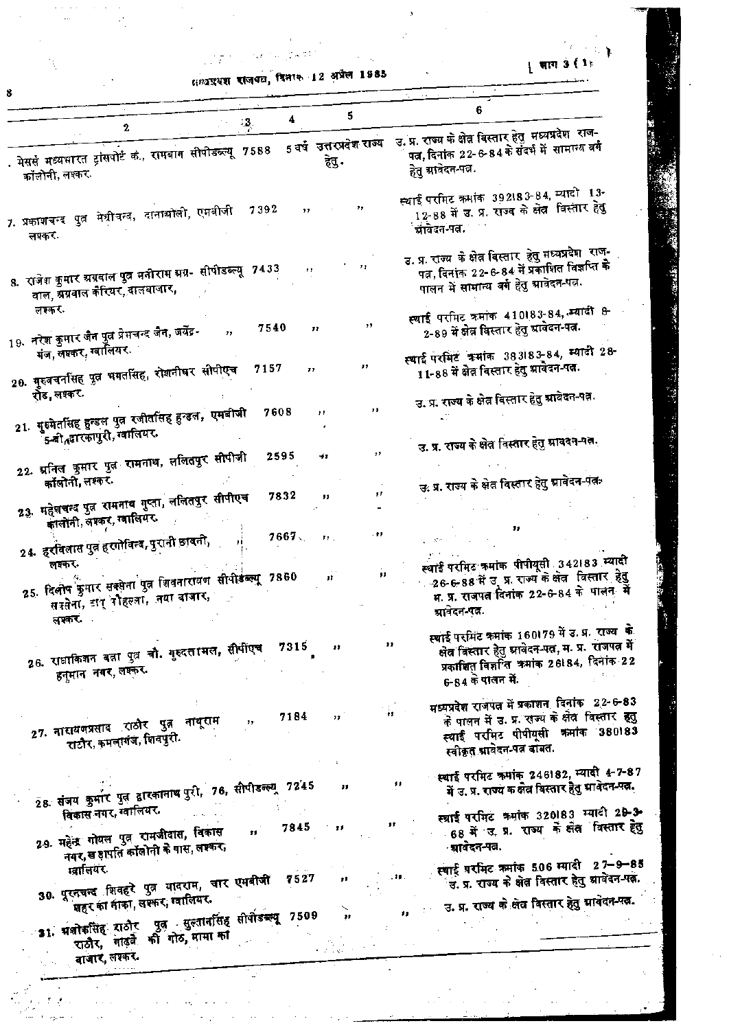| 2 | 3 | 4 | 5 | 6 |
|---|---|---|---|---|
| . मेसर्स मध्यभारत ट्रांसपोर्ट कं., रामबाग कॉलोनी, लश्कर. | सीपीडब्ल्यू 7588 | 5 वर्ष | उत्तरप्रदेश राज्य हेतु. | उ. प्र. राज्य के क्षेत्र विस्तार हेतु मध्यप्रदेश राजपत्र, दिनांक 22-6-84 के संदर्भ में सामान्य वर्ग हेतु आवेदन-पत्र. |
| 7. प्रकाशचन्द पुत्र मेथीचन्द, दानाओली, लश्कर. | एमबीजी 7392 | ,, | ,, | स्थाई परमिट क्रमांक 392/83-84, स्यादी 13-12-88 में उ. प्र. राज्य के क्षेत्र विस्तार हेतु आवेदन-पत्र. |
| 8. राजेश कुमार अग्रवाल पुत्र मनीराम अग्रवाल, अग्रवाल कैरियर, दालबाजार, लश्कर. | सीपीडब्ल्यू 7433 | ,, | ,, | उ. प्र. राज्य के क्षेत्र विस्तार हेतु मध्यप्रदेश राजपत्र, दिनांक 22-6-84 में प्रकाशित विज्ञप्ति के पालन में सामान्य वर्ग हेतु आवेदन-पत्र. |
| 19. नरेश कुमार जैन पुत्र प्रेमचन्द जैन, जयेंद्रगंज, लश्कर, ग्वालियर. | ,, 7540 | ,, | ,, | स्थाई परमिट क्रमांक 410/83-84, स्यादी 8-2-89 में क्षेत्र विस्तार हेतु आवेदन-पत्र. |
| 20. गुरुवचनसिंह पुत्र धमतसिंह, रोशनीघर रोड, लश्कर. | सीपीएच 7157 | ,, | ,, | स्थाई परमिट क्रमांक 383/83-84, स्यादी 28-11-88 में क्षेत्र विस्तार हेतु आवेदन-पत्र. |
| 21. सुरमेतसिंह हुन्डल पुत्र रजीतसिंह हुन्डल, 5-बी, द्वारकापुरी, ग्वालियर. | एमबीजी 7608 | ,, | ,, | उ. प्र. राज्य के क्षेत्र विस्तार हेतु आवेदन-पत्र. |
| 22. अनिल कुमार पुत्र रामनाथ, ललितपुर कॉलोनी, लश्कर. | सीपीजी 2595 | ,, | ,, | उ. प्र. राज्य के क्षेत्र विस्तार हेतु आवेदन-पत्र. |
| 23. महेशचन्द पुत्र रामनाथ गुप्ता, ललितपुर कॉलोनी, लश्कर, ग्वालियर. | सीपीएच 7832 | ,, | ,, | उ. प्र. राज्य के क्षेत्र विस्तार हेतु आवेदन-पत्र. |
| 24. हरविलास पुत्र हरगोविन्द, पुरानी छावनी, लश्कर. | ,, 7667 | ,, | ,, | ,, |
| 25. दिलीप कुमार सक्सेना पुत्र शिवनारायण सक्सेना, डा० मोहल्ला, नया बाजार, लश्कर. | सीपीडब्ल्यू 7860 | ,, | ,, | स्थाई परमिट क्रमांक पीपीयूसी 342/83 स्यादी 26-6-88 में उ. प्र. राज्य के क्षेत्र विस्तार हेतु म. प्र. राजपत्र दिनांक 22-6-84 के पालन में आवेदन-पत्र. |
| 26. राधाकिशन बत्रा पुत्र चौ. गुरुदत्तामल, हनुमान नगर, लश्कर. | सीपीएच 7315 | ,, | ,, | स्थाई परमिट क्रमांक 160/79 में उ. प्र. राज्य के क्षेत्र विस्तार हेतु आवेदन-पत्र, म. प्र. राजपत्र में प्रकाशित विज्ञप्ति क्रमांक 26/84, दिनांक 22-6-84 के पालन में. |
| 27. नारायणप्रसाद राठौर पुत्र नाथूराम राठौर, कमलागंज, शिवपुरी. | ,, 7184 | ,, | ,, | मध्यप्रदेश राजपत्र में प्रकाशन दिनांक 22-6-83 के पालन में उ. प्र. राज्य के क्षेत्र विस्तार हेतु स्थाई परमिट पीपीयूसी क्रमांक 380/83 स्वीकृत आवेदन-पत्र बाबत. |
| 28. संजय कुमार पुत्र द्वारकानाथ पुरी, 76, विकास नगर, ग्वालियर. | सीपीडब्ल्यू 7245 | ,, | ,, | स्थाई परमिट क्रमांक 246/82, स्यादी 4-7-87 में उ. प्र. राज्य क क्षेत्र विस्तार हेतु आवेदन-पत्र. |
| 29. महेंद्र गोयल पुत्र रामजीदास, विकास नगर, खड़पति कॉलोनी के पास, लश्कर, ग्वालियर. | ,, 7845 | ,, | ,, | स्थाई परमिट क्रमांक 320/83 स्यादी 29-3-88 में उ. प्र. राज्य के क्षेत्र विस्तार हेतु आवेदन-पत्र. |
| 30. पूरनचन्द शिवहरे पुत्र यादराम, चार शहर का नाका, लश्कर, ग्वालियर. | एमबीजी 7527 | ,, | ,, | स्थाई परमिट क्रमांक 506 स्यादी 27-9-88 उ. प्र. राज्य के क्षेत्र विस्तार हेतु आवेदन-पत्र. |
| 31. अशोकसिंह राठौर पुत्र सुल्तानसिंह राठौर, गाड़वे की गोठ, मामा का बाजार, लश्कर. | सीपीडब्ल्यू 7509 | ,, | ,, | उ. प्र. राज्य के क्षेत्र विस्तार हेतु आवेदन-पत्र. |